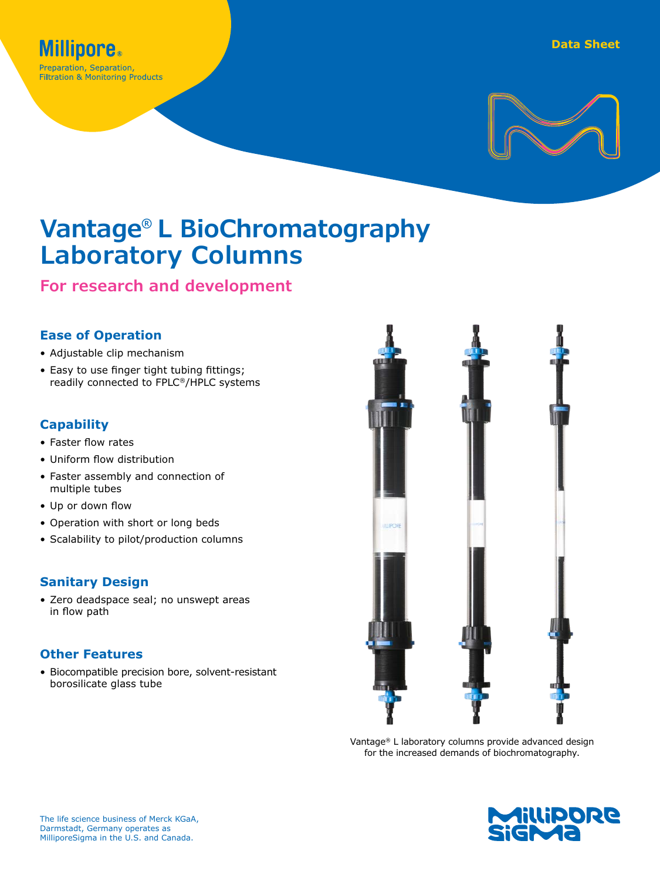Millipore®

Preparation, Separation, Filtration & Monitoring Products

Data Sheet

# Vantage® L BioChromatography Laboratory Columns

## For research and development

### Ease of Operation

- Adjustable clip mechanism
- Easy to use finger tight tubing fittings; readily connected to FPLC®/HPLC systems

### Capability

- Faster flow rates
- Uniform flow distribution
- Faster assembly and connection of multiple tubes
- Up or down flow
- Operation with short or long beds
- Scalability to pilot/production columns

### Sanitary Design

- Zero deadspace seal; no unswept areas in flow path

### Other Features

- Biocompatible precision bore, solvent-resistant borosilicate glass tube

Vantage® L laboratory columns provide advanced design for the increased demands of biochromatography.

The life science business of Merck KGaA, Darmstadt, Germany operates as MilliporeSigma in the U.S. and Canada.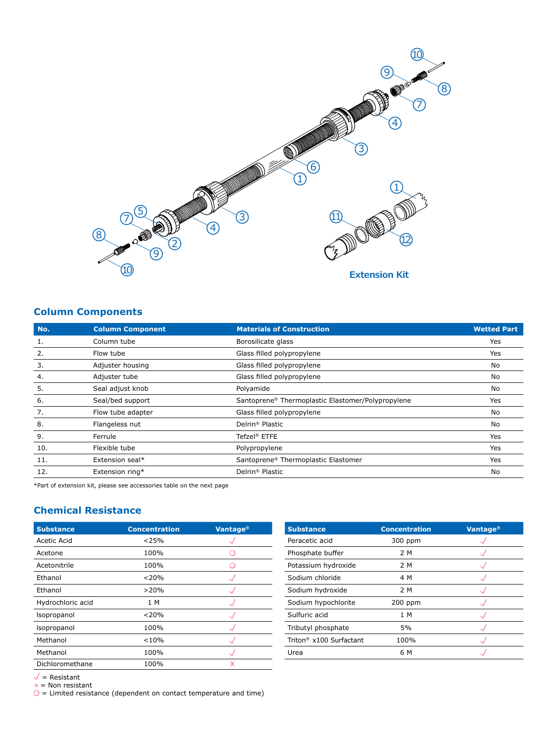Extension Kit

## Column Components

| No. | Column Component | Materials of Construction | Wetted Part |
|---|---|---|---|
| 1. | Column tube | Borosilicate glass | Yes |
| 2. | Flow tube | Glass filled polypropylene | Yes |
| 3. | Adjuster housing | Glass filled polypropylene | No |
| 4. | Adjuster tube | Glass filled polypropylene | No |
| 5. | Seal adjust knob | Polyamide | No |
| 6. | Seal/bed support | Santoprene® Thermoplastic Elastomer/Polypropylene | Yes |
| 7. | Flow tube adapter | Glass filled polypropylene | No |
| 8. | Flangeless nut | Delrin® Plastic | No |
| 9. | Ferrule | Tefzel® ETFE | Yes |
| 10. | Flexible tube | Polypropylene | Yes |
| 11. | Extension seal* | Santoprene® Thermoplastic Elastomer | Yes |
| 12. | Extension ring* | Delrin® Plastic | No |

*Part of extension kit, please see accessories table on the next page

## Chemical Resistance

| Substance | Concentration | Vantage® |
|---|---|---|
| Acetic Acid | <25% | √ |
| Acetone | 100% | ○ |
| Acetonitrile | 100% | ○ |
| Ethanol | <20% | √ |
| Ethanol | >20% | √ |
| Hydrochloric acid | 1 M | √ |
| Isopropanol | <20% | √ |
| Isopropanol | 100% | √ |
| Methanol | <10% | √ |
| Methanol | 100% | √ |
| Dichloromethane | 100% | × |

| Substance | Concentration | Vantage® |
|---|---|---|
| Peracetic acid | 300 ppm | √ |
| Phosphate buffer | 2 M | √ |
| Potassium hydroxide | 2 M | √ |
| Sodium chloride | 4 M | √ |
| Sodium hydroxide | 2 M | √ |
| Sodium hypochlorite | 200 ppm | √ |
| Sulfuric acid | 1 M | √ |
| Tributyl phosphate | 5% | √ |
| Triton® x100 Surfactant | 100% | √ |
| Urea | 6 M | √ |

√ = Resistant
× = Non resistant
○ = Limited resistance (dependent on contact temperature and time)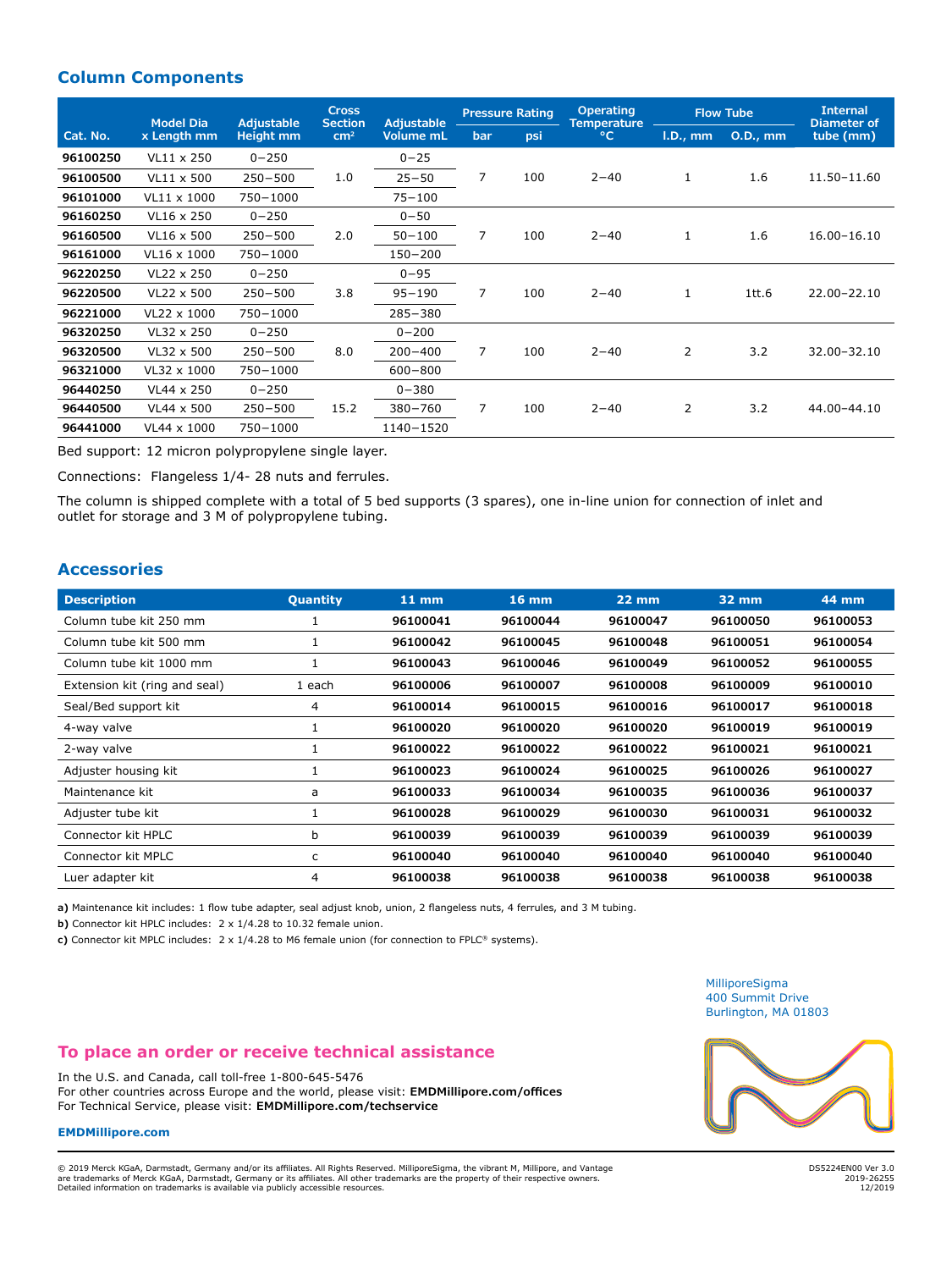## Column Components

| Cat. No. | Model Dia x Length mm | Adjustable Height mm | Cross Section cm² | Adjustable Volume mL | Pressure Rating | | Operating Temperature °C | Flow Tube | | Internal Diameter of tube (mm) |
|---|---|---|---|---|---|---|---|---|---|---|
| | | | | | bar | psi | | I.D., mm | O.D., mm | |
| **96100250** | VL11 x 250 | 0–250 | 1.0 | 0–25 | 7 | 100 | 2–40 | 1 | 1.6 | 11.50–11.60 |
| **96100500** | VL11 x 500 | 250–500 | | 25–50 | | | | | | |
| **96101000** | VL11 x 1000 | 750–1000 | | 75–100 | | | | | | |
| **96160250** | VL16 x 250 | 0–250 | 2.0 | 0–50 | 7 | 100 | 2–40 | 1 | 1.6 | 16.00–16.10 |
| **96160500** | VL16 x 500 | 250–500 | | 50–100 | | | | | | |
| **96161000** | VL16 x 1000 | 750–1000 | | 150–200 | | | | | | |
| **96220250** | VL22 x 250 | 0–250 | 3.8 | 0–95 | 7 | 100 | 2–40 | 1 | 1tt.6 | 22.00–22.10 |
| **96220500** | VL22 x 500 | 250–500 | | 95–190 | | | | | | |
| **96221000** | VL22 x 1000 | 750–1000 | | 285–380 | | | | | | |
| **96320250** | VL32 x 250 | 0–250 | 8.0 | 0–200 | 7 | 100 | 2–40 | 2 | 3.2 | 32.00–32.10 |
| **96320500** | VL32 x 500 | 250–500 | | 200–400 | | | | | | |
| **96321000** | VL32 x 1000 | 750–1000 | | 600–800 | | | | | | |
| **96440250** | VL44 x 250 | 0–250 | 15.2 | 0–380 | 7 | 100 | 2–40 | 2 | 3.2 | 44.00–44.10 |
| **96440500** | VL44 x 500 | 250–500 | | 380–760 | | | | | | |
| **96441000** | VL44 x 1000 | 750–1000 | | 1140–1520 | | | | | | |

Bed support: 12 micron polypropylene single layer.

Connections: Flangeless 1/4- 28 nuts and ferrules.

The column is shipped complete with a total of 5 bed supports (3 spares), one in-line union for connection of inlet and outlet for storage and 3 M of polypropylene tubing.

## Accessories

| Description | Quantity | 11 mm | 16 mm | 22 mm | 32 mm | 44 mm |
|---|---|---|---|---|---|---|
| Column tube kit 250 mm | 1 | **96100041** | **96100044** | **96100047** | **96100050** | **96100053** |
| Column tube kit 500 mm | 1 | **96100042** | **96100045** | **96100048** | **96100051** | **96100054** |
| Column tube kit 1000 mm | 1 | **96100043** | **96100046** | **96100049** | **96100052** | **96100055** |
| Extension kit (ring and seal) | 1 each | **96100006** | **96100007** | **96100008** | **96100009** | **96100010** |
| Seal/Bed support kit | 4 | **96100014** | **96100015** | **96100016** | **96100017** | **96100018** |
| 4-way valve | 1 | **96100020** | **96100020** | **96100020** | **96100019** | **96100019** |
| 2-way valve | 1 | **96100022** | **96100022** | **96100022** | **96100021** | **96100021** |
| Adjuster housing kit | 1 | **96100023** | **96100024** | **96100025** | **96100026** | **96100027** |
| Maintenance kit | a | **96100033** | **96100034** | **96100035** | **96100036** | **96100037** |
| Adjuster tube kit | 1 | **96100028** | **96100029** | **96100030** | **96100031** | **96100032** |
| Connector kit HPLC | b | **96100039** | **96100039** | **96100039** | **96100039** | **96100039** |
| Connector kit MPLC | c | **96100040** | **96100040** | **96100040** | **96100040** | **96100040** |
| Luer adapter kit | 4 | **96100038** | **96100038** | **96100038** | **96100038** | **96100038** |

**a)** Maintenance kit includes: 1 flow tube adapter, seal adjust knob, union, 2 flangeless nuts, 4 ferrules, and 3 M tubing.

**b)** Connector kit HPLC includes: 2 x 1/4.28 to 10.32 female union.

**c)** Connector kit MPLC includes: 2 x 1/4.28 to M6 female union (for connection to FPLC® systems).

MilliporeSigma
400 Summit Drive
Burlington, MA 01803

## To place an order or receive technical assistance

In the U.S. and Canada, call toll-free 1-800-645-5476
For other countries across Europe and the world, please visit: **EMDMillipore.com/offices**
For Technical Service, please visit: **EMDMillipore.com/techservice**

**EMDMillipore.com**

© 2019 Merck KGaA, Darmstadt, Germany and/or its affiliates. All Rights Reserved. MilliporeSigma, the vibrant M, Millipore, and Vantage are trademarks of Merck KGaA, Darmstadt, Germany or its affiliates. All other trademarks are the property of their respective owners. Detailed information on trademarks is available via publicly accessible resources.

DS5224EN00 Ver 3.0
2019-26255
12/2019